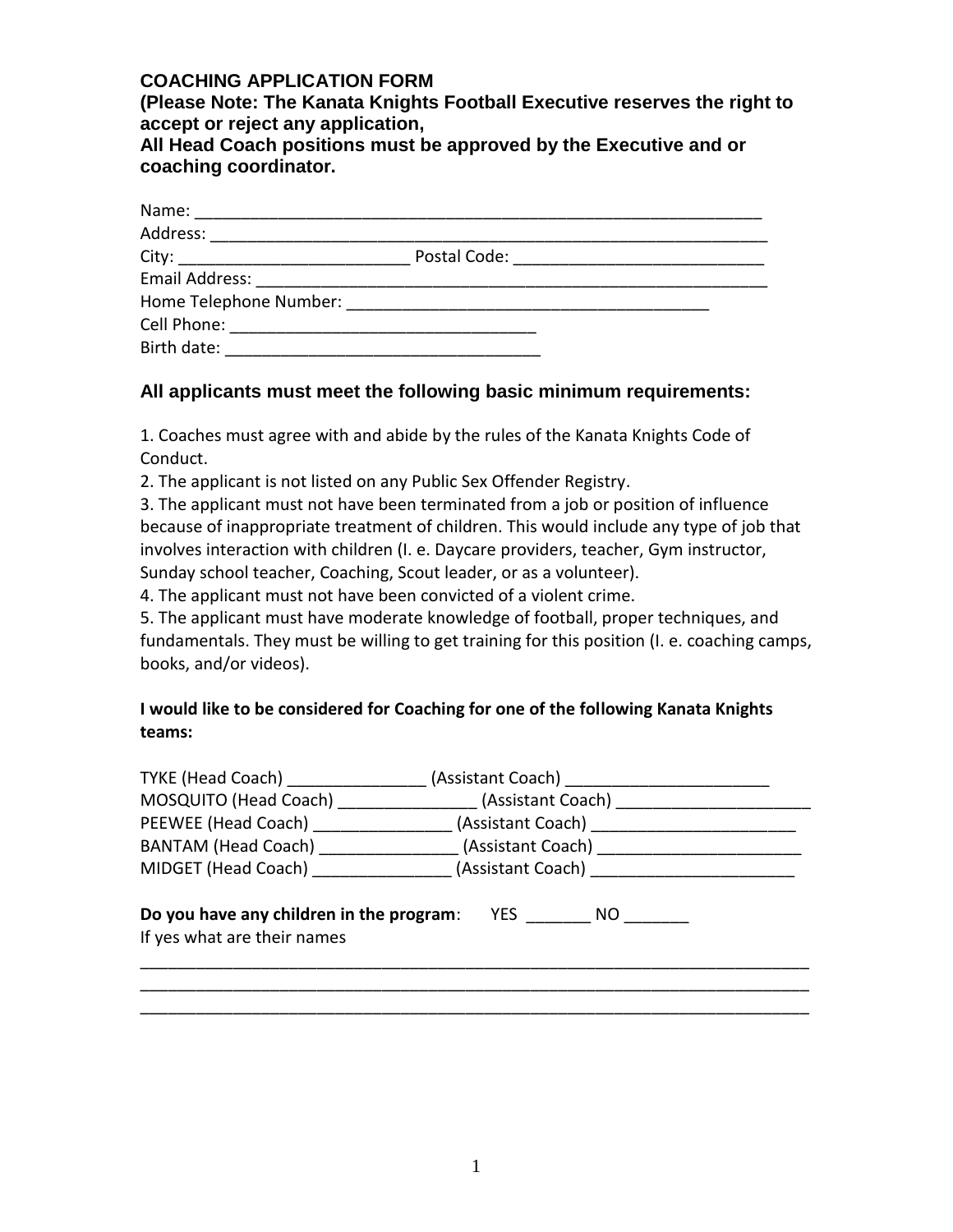## COACHING APPLICATION FORM

**(Please Note: The Kanata Knights Football Executive reserves the right to accept or reject any application,**
**All Head Coach positions must be approved by the Executive and or coaching coordinator.**

Name: ______________________________________________________________
Address: ____________________________________________________________
City: _________________________ Postal Code: ___________________________
Email Address: _______________________________________________________
Home Telephone Number: ______________________________________
Cell Phone: _________________________________
Birth date: __________________________________

### All applicants must meet the following basic minimum requirements:

1. Coaches must agree with and abide by the rules of the Kanata Knights Code of Conduct.
2. The applicant is not listed on any Public Sex Offender Registry.
3. The applicant must not have been terminated from a job or position of influence because of inappropriate treatment of children. This would include any type of job that involves interaction with children (I. e. Daycare providers, teacher, Gym instructor, Sunday school teacher, Coaching, Scout leader, or as a volunteer).
4. The applicant must not have been convicted of a violent crime.
5. The applicant must have moderate knowledge of football, proper techniques, and fundamentals. They must be willing to get training for this position (I. e. coaching camps, books, and/or videos).

**I would like to be considered for Coaching for one of the following Kanata Knights teams:**

TYKE (Head Coach) _______________ (Assistant Coach) ______________________
MOSQUITO (Head Coach) _______________ (Assistant Coach) _____________________
PEEWEE (Head Coach) _______________ (Assistant Coach) ______________________
BANTAM (Head Coach) _______________ (Assistant Coach) ______________________
MIDGET (Head Coach) _______________ (Assistant Coach) ______________________

**Do you have any children in the program**: YES _______ NO _______
If yes what are their names

__________________________________________________________________________
__________________________________________________________________________
__________________________________________________________________________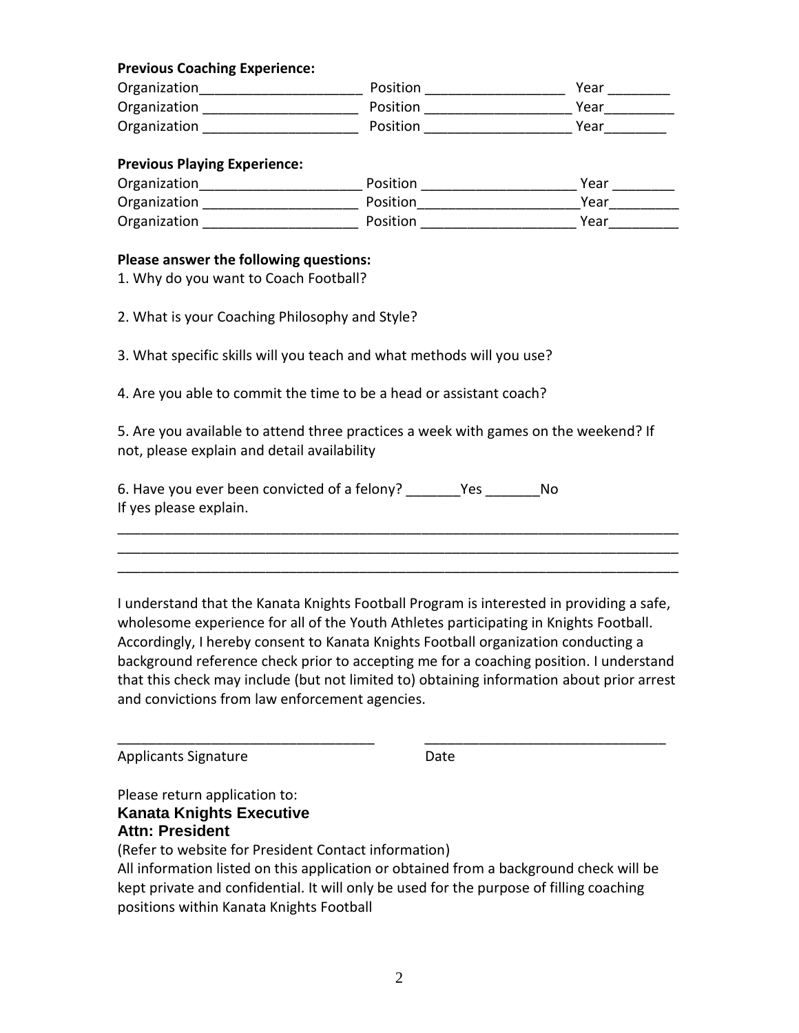**Previous Coaching Experience:**

Organization____________________ Position _________________ Year ________
Organization ___________________ Position __________________ Year_________
Organization ___________________ Position __________________ Year________

**Previous Playing Experience:**

Organization____________________ Position ___________________ Year ________
Organization ___________________ Position____________________Year_________
Organization ___________________ Position ___________________ Year_________

**Please answer the following questions:**

1. Why do you want to Coach Football?

2. What is your Coaching Philosophy and Style?

3. What specific skills will you teach and what methods will you use?

4. Are you able to commit the time to be a head or assistant coach?

5. Are you available to attend three practices a week with games on the weekend? If not, please explain and detail availability

6. Have you ever been convicted of a felony? _______Yes _______No
If yes please explain.

_________________________________________________________________________
_________________________________________________________________________
_________________________________________________________________________

I understand that the Kanata Knights Football Program is interested in providing a safe, wholesome experience for all of the Youth Athletes participating in Knights Football. Accordingly, I hereby consent to Kanata Knights Football organization conducting a background reference check prior to accepting me for a coaching position. I understand that this check may include (but not limited to) obtaining information about prior arrest and convictions from law enforcement agencies.

_________________________________ _______________________________
Applicants Signature Date

Please return application to:
**Kanata Knights Executive**
**Attn: President**
(Refer to website for President Contact information)
All information listed on this application or obtained from a background check will be kept private and confidential. It will only be used for the purpose of filling coaching positions within Kanata Knights Football